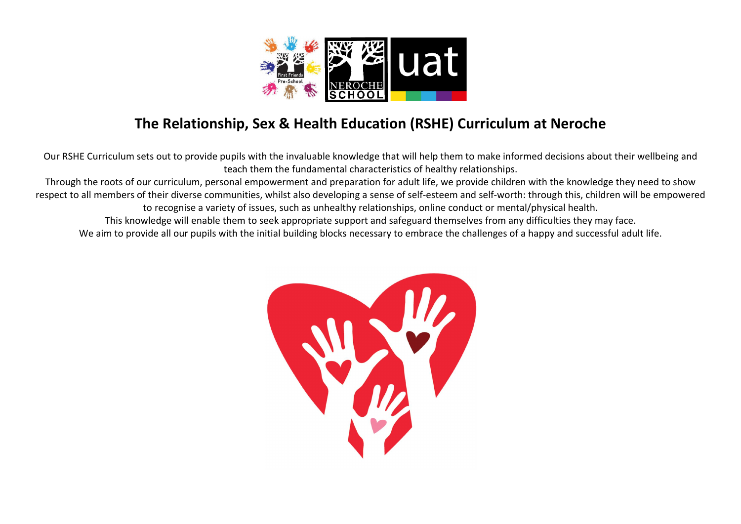# The Relationship, Sex & Health Education (RSHE) Curriculum at Neroche

Our RSHE Curriculum sets out to provide pupils with the invaluable knowledge that will help them to make informed decisions about their wellbeing and teach them the fundamental characteristics of healthy relationships.

Through the roots of our curriculum, personal empowerment and preparation for adult life, we provide children with the knowledge they need to show respect to all members of their diverse communities, whilst also developing a sense of self-esteem and self-worth: through this, children will be empowered to recognise a variety of issues, such as unhealthy relationships, online conduct or mental/physical health.

This knowledge will enable them to seek appropriate support and safeguard themselves from any difficulties they may face.

We aim to provide all our pupils with the initial building blocks necessary to embrace the challenges of a happy and successful adult life.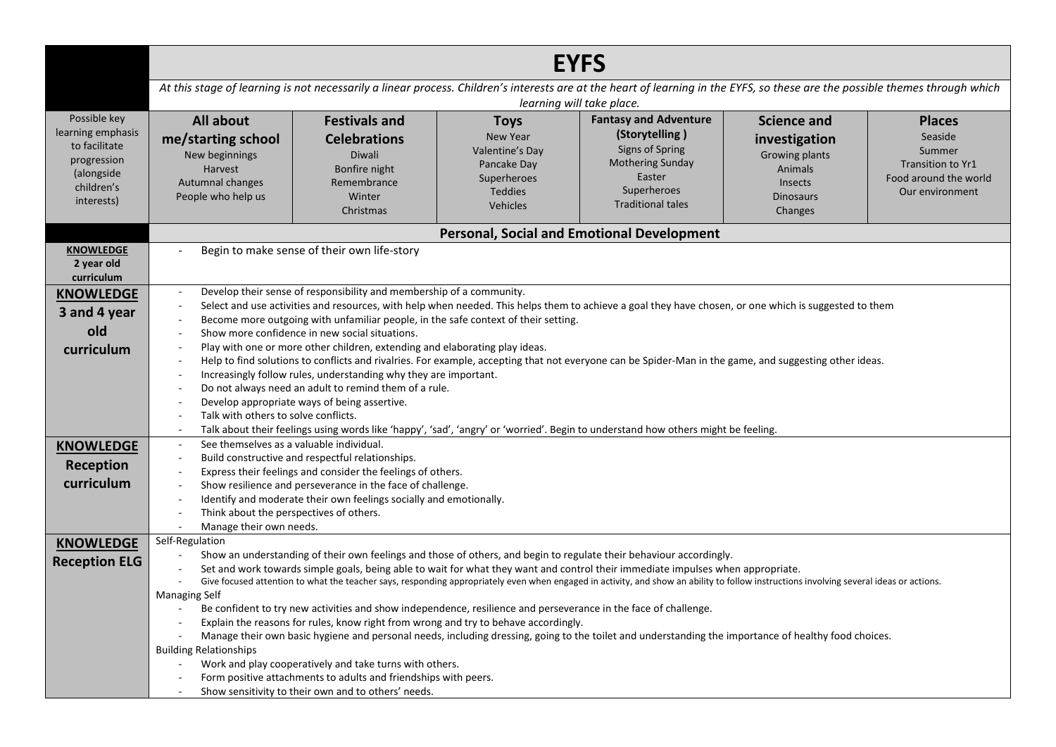| | EYFS | | | | | |
|---|---|---|---|---|---|---|
| | *At this stage of learning is not necessarily a linear process. Children's interests are at the heart of learning in the EYFS, so these are the possible themes through which learning will take place.* | | | | | |
| Possible key learning emphasis to facilitate progression (alongside children's interests) | **All about me/starting school**<br>New beginnings<br>Harvest<br>Autumnal changes<br>People who help us | **Festivals and Celebrations**<br>Diwali<br>Bonfire night<br>Remembrance<br>Winter<br>Christmas | **Toys**<br>New Year<br>Valentine's Day<br>Pancake Day<br>Superheroes<br>Teddies<br>Vehicles | **Fantasy and Adventure (Storytelling )**<br>Signs of Spring<br>Mothering Sunday<br>Easter<br>Superheroes<br>Traditional tales | **Science and investigation**<br>Growing plants<br>Animals<br>Insects<br>Dinosaurs<br>Changes | **Places**<br>Seaside<br>Summer<br>Transition to Yr1<br>Food around the world<br>Our environment |
| | **Personal, Social and Emotional Development** | | | | | |
| **KNOWLEDGE 2 year old curriculum** | - Begin to make sense of their own life-story | | | | | |
| **KNOWLEDGE 3 and 4 year old curriculum** | - Develop their sense of responsibility and membership of a community.<br>- Select and use activities and resources, with help when needed. This helps them to achieve a goal they have chosen, or one which is suggested to them<br>- Become more outgoing with unfamiliar people, in the safe context of their setting.<br>- Show more confidence in new social situations.<br>- Play with one or more other children, extending and elaborating play ideas.<br>- Help to find solutions to conflicts and rivalries. For example, accepting that not everyone can be Spider-Man in the game, and suggesting other ideas.<br>- Increasingly follow rules, understanding why they are important.<br>- Do not always need an adult to remind them of a rule.<br>- Develop appropriate ways of being assertive.<br>- Talk with others to solve conflicts.<br>- Talk about their feelings using words like 'happy', 'sad', 'angry' or 'worried'. Begin to understand how others might be feeling. | | | | | |
| **KNOWLEDGE Reception curriculum** | - See themselves as a valuable individual.<br>- Build constructive and respectful relationships.<br>- Express their feelings and consider the feelings of others.<br>- Show resilience and perseverance in the face of challenge.<br>- Identify and moderate their own feelings socially and emotionally.<br>- Think about the perspectives of others.<br>- Manage their own needs. | | | | | |
| **KNOWLEDGE Reception ELG** | Self-Regulation<br>- Show an understanding of their own feelings and those of others, and begin to regulate their behaviour accordingly.<br>- Set and work towards simple goals, being able to wait for what they want and control their immediate impulses when appropriate.<br>- Give focused attention to what the teacher says, responding appropriately even when engaged in activity, and show an ability to follow instructions involving several ideas or actions.<br>Managing Self<br>- Be confident to try new activities and show independence, resilience and perseverance in the face of challenge.<br>- Explain the reasons for rules, know right from wrong and try to behave accordingly.<br>- Manage their own basic hygiene and personal needs, including dressing, going to the toilet and understanding the importance of healthy food choices.<br>Building Relationships<br>- Work and play cooperatively and take turns with others.<br>- Form positive attachments to adults and friendships with peers.<br>- Show sensitivity to their own and to others' needs. | | | | | |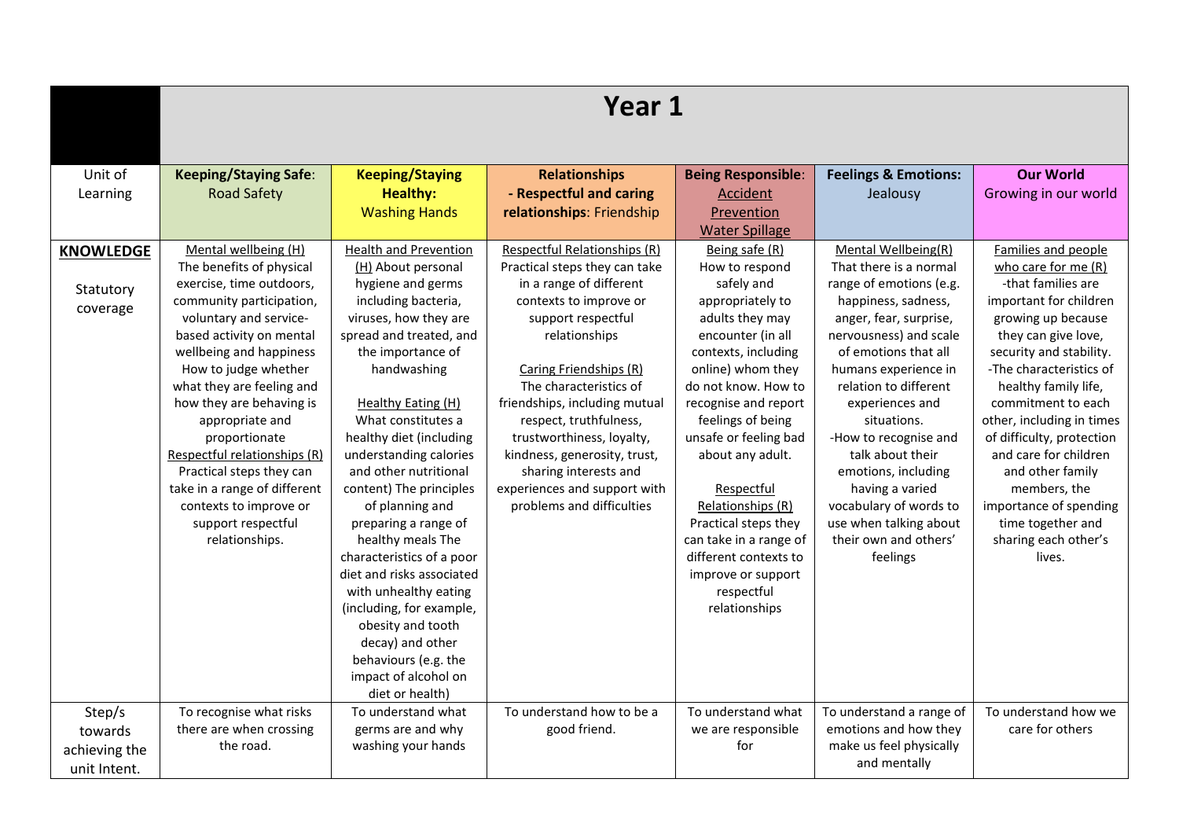| | Year 1 | | | | | |
|---|---|---|---|---|---|---|
| Unit of Learning | **Keeping/Staying Safe**: Road Safety | **Keeping/Staying Healthy:** Washing Hands | **Relationships - Respectful and caring relationships**: Friendship | **Being Responsible**: Accident Prevention Water Spillage | **Feelings & Emotions:** Jealousy | **Our World** Growing in our world |
| **KNOWLEDGE** Statutory coverage | Mental wellbeing (H) The benefits of physical exercise, time outdoors, community participation, voluntary and service-based activity on mental wellbeing and happiness How to judge whether what they are feeling and how they are behaving is appropriate and proportionate Respectful relationships (R) Practical steps they can take in a range of different contexts to improve or support respectful relationships. | Health and Prevention (H) About personal hygiene and germs including bacteria, viruses, how they are spread and treated, and the importance of handwashing<br><br>Healthy Eating (H) What constitutes a healthy diet (including understanding calories and other nutritional content) The principles of planning and preparing a range of healthy meals The characteristics of a poor diet and risks associated with unhealthy eating (including, for example, obesity and tooth decay) and other behaviours (e.g. the impact of alcohol on diet or health) | Respectful Relationships (R) Practical steps they can take in a range of different contexts to improve or support respectful relationships<br><br>Caring Friendships (R) The characteristics of friendships, including mutual respect, truthfulness, trustworthiness, loyalty, kindness, generosity, trust, sharing interests and experiences and support with problems and difficulties | Being safe (R) How to respond safely and appropriately to adults they may encounter (in all contexts, including online) whom they do not know. How to recognise and report feelings of being unsafe or feeling bad about any adult.<br><br>Respectful Relationships (R) Practical steps they can take in a range of different contexts to improve or support respectful relationships | Mental Wellbeing(R) That there is a normal range of emotions (e.g. happiness, sadness, anger, fear, surprise, nervousness) and scale of emotions that all humans experience in relation to different experiences and situations. -How to recognise and talk about their emotions, including having a varied vocabulary of words to use when talking about their own and others' feelings | Families and people who care for me (R) -that families are important for children growing up because they can give love, security and stability. -The characteristics of healthy family life, commitment to each other, including in times of difficulty, protection and care for children and other family members, the importance of spending time together and sharing each other's lives. |
| Step/s towards achieving the unit Intent. | To recognise what risks there are when crossing the road. | To understand what germs are and why washing your hands | To understand how to be a good friend. | To understand what we are responsible for | To understand a range of emotions and how they make us feel physically and mentally | To understand how we care for others |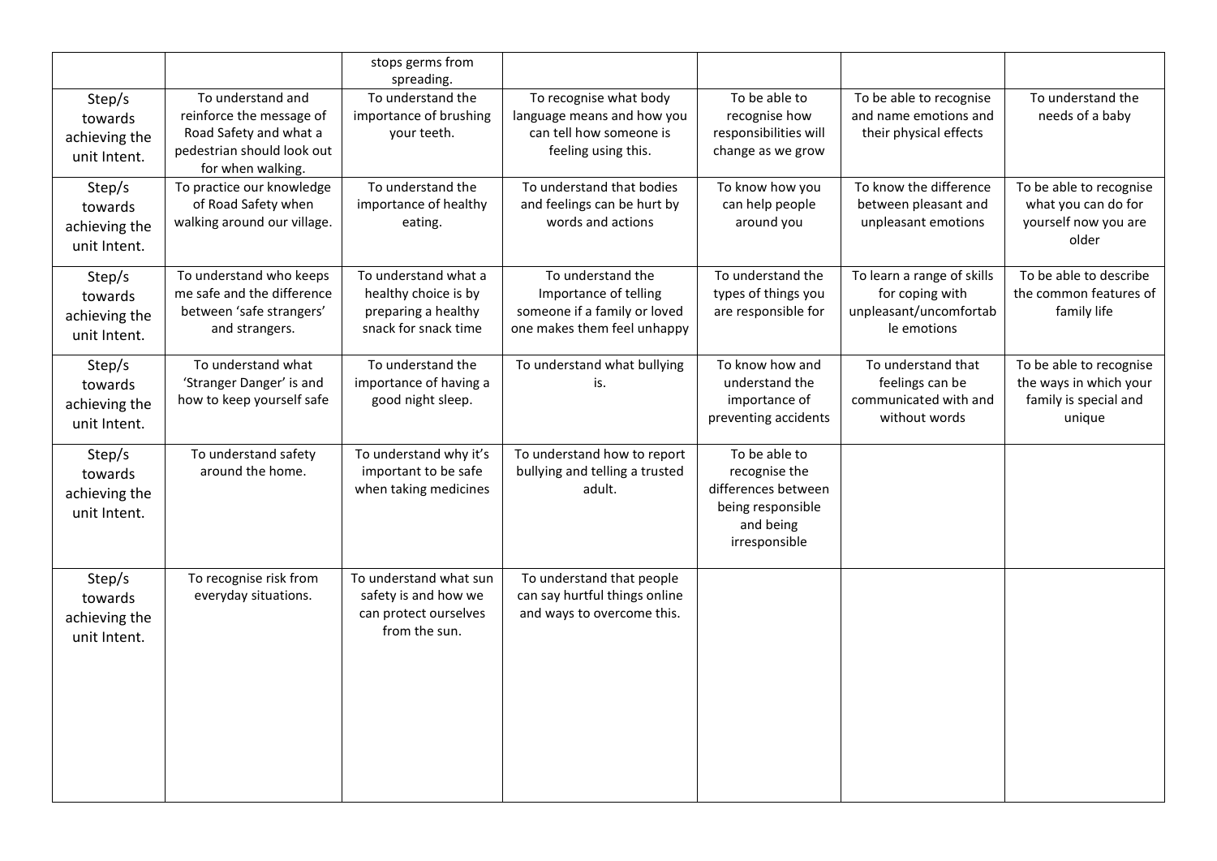| | | | | | | |
|---|---|---|---|---|---|---|
| | | stops germs from spreading. | | | | |
| Step/s towards achieving the unit Intent. | To understand and reinforce the message of Road Safety and what a pedestrian should look out for when walking. | To understand the importance of brushing your teeth. | To recognise what body language means and how you can tell how someone is feeling using this. | To be able to recognise how responsibilities will change as we grow | To be able to recognise and name emotions and their physical effects | To understand the needs of a baby |
| Step/s towards achieving the unit Intent. | To practice our knowledge of Road Safety when walking around our village. | To understand the importance of healthy eating. | To understand that bodies and feelings can be hurt by words and actions | To know how you can help people around you | To know the difference between pleasant and unpleasant emotions | To be able to recognise what you can do for yourself now you are older |
| Step/s towards achieving the unit Intent. | To understand who keeps me safe and the difference between 'safe strangers' and strangers. | To understand what a healthy choice is by preparing a healthy snack for snack time | To understand the Importance of telling someone if a family or loved one makes them feel unhappy | To understand the types of things you are responsible for | To learn a range of skills for coping with unpleasant/uncomfortable emotions | To be able to describe the common features of family life |
| Step/s towards achieving the unit Intent. | To understand what 'Stranger Danger' is and how to keep yourself safe | To understand the importance of having a good night sleep. | To understand what bullying is. | To know how and understand the importance of preventing accidents | To understand that feelings can be communicated with and without words | To be able to recognise the ways in which your family is special and unique |
| Step/s towards achieving the unit Intent. | To understand safety around the home. | To understand why it's important to be safe when taking medicines | To understand how to report bullying and telling a trusted adult. | To be able to recognise the differences between being responsible and being irresponsible | | |
| Step/s towards achieving the unit Intent. | To recognise risk from everyday situations. | To understand what sun safety is and how we can protect ourselves from the sun. | To understand that people can say hurtful things online and ways to overcome this. | | | |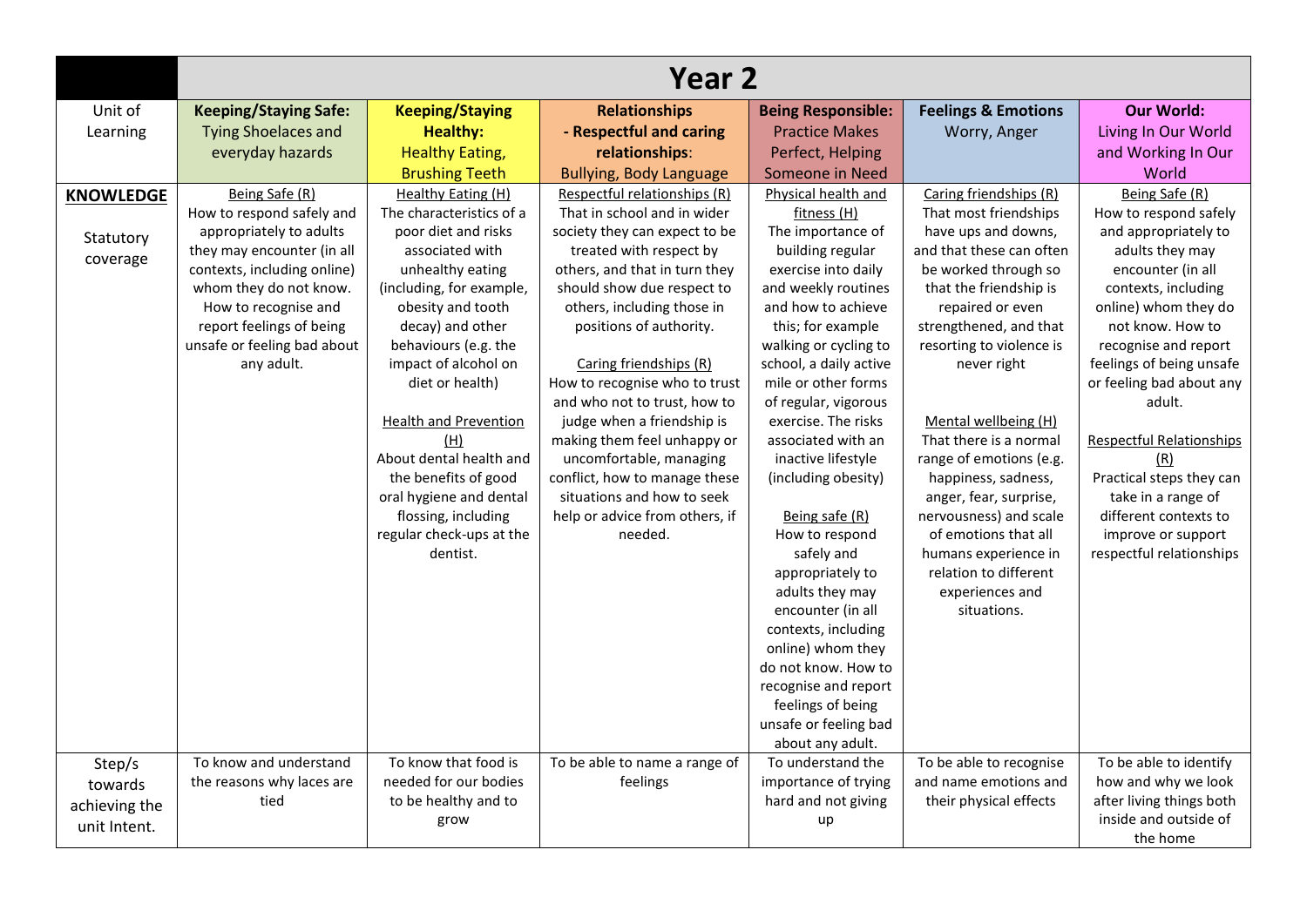| | Year 2 | | | | | |
|---|---|---|---|---|---|---|
| Unit of Learning | **Keeping/Staying Safe:** Tying Shoelaces and everyday hazards | **Keeping/Staying Healthy:** Healthy Eating, Brushing Teeth | **Relationships - Respectful and caring relationships**: Bullying, Body Language | **Being Responsible:** Practice Makes Perfect, Helping Someone in Need | **Feelings & Emotions** Worry, Anger | **Our World:** Living In Our World and Working In Our World |
| **KNOWLEDGE** Statutory coverage | Being Safe (R) How to respond safely and appropriately to adults they may encounter (in all contexts, including online) whom they do not know. How to recognise and report feelings of being unsafe or feeling bad about any adult. | Healthy Eating (H) The characteristics of a poor diet and risks associated with unhealthy eating (including, for example, obesity and tooth decay) and other behaviours (e.g. the impact of alcohol on diet or health)<br><br>Health and Prevention (H) About dental health and the benefits of good oral hygiene and dental flossing, including regular check-ups at the dentist. | Respectful relationships (R) That in school and in wider society they can expect to be treated with respect by others, and that in turn they should show due respect to others, including those in positions of authority.<br><br>Caring friendships (R) How to recognise who to trust and who not to trust, how to judge when a friendship is making them feel unhappy or uncomfortable, managing conflict, how to manage these situations and how to seek help or advice from others, if needed. | Physical health and fitness (H) The importance of building regular exercise into daily and weekly routines and how to achieve this; for example walking or cycling to school, a daily active mile or other forms of regular, vigorous exercise. The risks associated with an inactive lifestyle (including obesity)<br><br>Being safe (R) How to respond safely and appropriately to adults they may encounter (in all contexts, including online) whom they do not know. How to recognise and report feelings of being unsafe or feeling bad about any adult. | Caring friendships (R) That most friendships have ups and downs, and that these can often be worked through so that the friendship is repaired or even strengthened, and that resorting to violence is never right<br><br>Mental wellbeing (H) That there is a normal range of emotions (e.g. happiness, sadness, anger, fear, surprise, nervousness) and scale of emotions that all humans experience in relation to different experiences and situations. | Being Safe (R) How to respond safely and appropriately to adults they may encounter (in all contexts, including online) whom they do not know. How to recognise and report feelings of being unsafe or feeling bad about any adult.<br><br>Respectful Relationships (R) Practical steps they can take in a range of different contexts to improve or support respectful relationships |
| Step/s towards achieving the unit Intent. | To know and understand the reasons why laces are tied | To know that food is needed for our bodies to be healthy and to grow | To be able to name a range of feelings | To understand the importance of trying hard and not giving up | To be able to recognise and name emotions and their physical effects | To be able to identify how and why we look after living things both inside and outside of the home |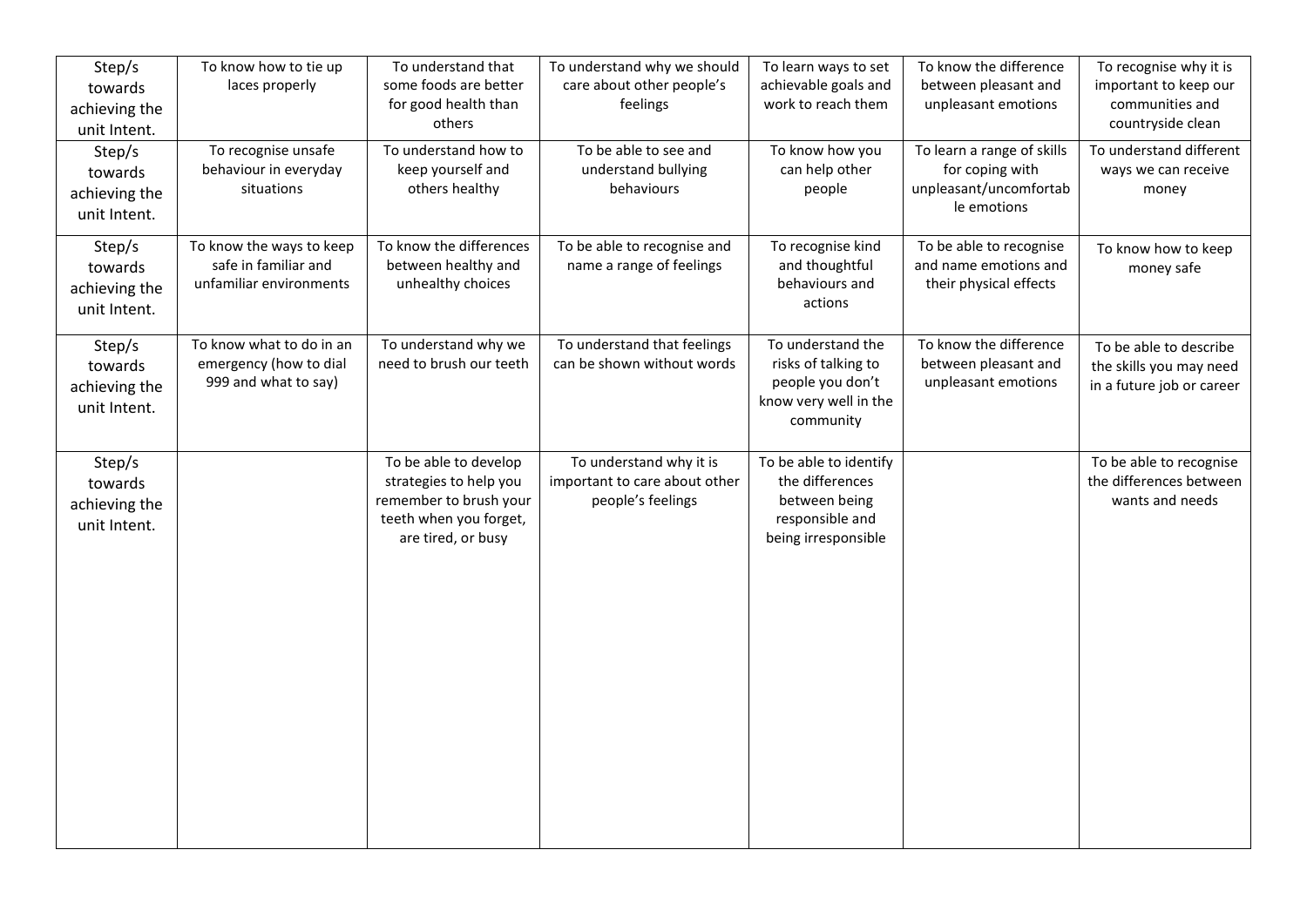| Step/s towards achieving the unit Intent. | To know how to tie up laces properly | To understand that some foods are better for good health than others | To understand why we should care about other people's feelings | To learn ways to set achievable goals and work to reach them | To know the difference between pleasant and unpleasant emotions | To recognise why it is important to keep our communities and countryside clean |
|---|---|---|---|---|---|---|
| Step/s towards achieving the unit Intent. | To recognise unsafe behaviour in everyday situations | To understand how to keep yourself and others healthy | To be able to see and understand bullying behaviours | To know how you can help other people | To learn a range of skills for coping with unpleasant/uncomfortable emotions | To understand different ways we can receive money |
| Step/s towards achieving the unit Intent. | To know the ways to keep safe in familiar and unfamiliar environments | To know the differences between healthy and unhealthy choices | To be able to recognise and name a range of feelings | To recognise kind and thoughtful behaviours and actions | To be able to recognise and name emotions and their physical effects | To know how to keep money safe |
| Step/s towards achieving the unit Intent. | To know what to do in an emergency (how to dial 999 and what to say) | To understand why we need to brush our teeth | To understand that feelings can be shown without words | To understand the risks of talking to people you don't know very well in the community | To know the difference between pleasant and unpleasant emotions | To be able to describe the skills you may need in a future job or career |
| Step/s towards achieving the unit Intent. | | To be able to develop strategies to help you remember to brush your teeth when you forget, are tired, or busy | To understand why it is important to care about other people's feelings | To be able to identify the differences between being responsible and being irresponsible | | To be able to recognise the differences between wants and needs |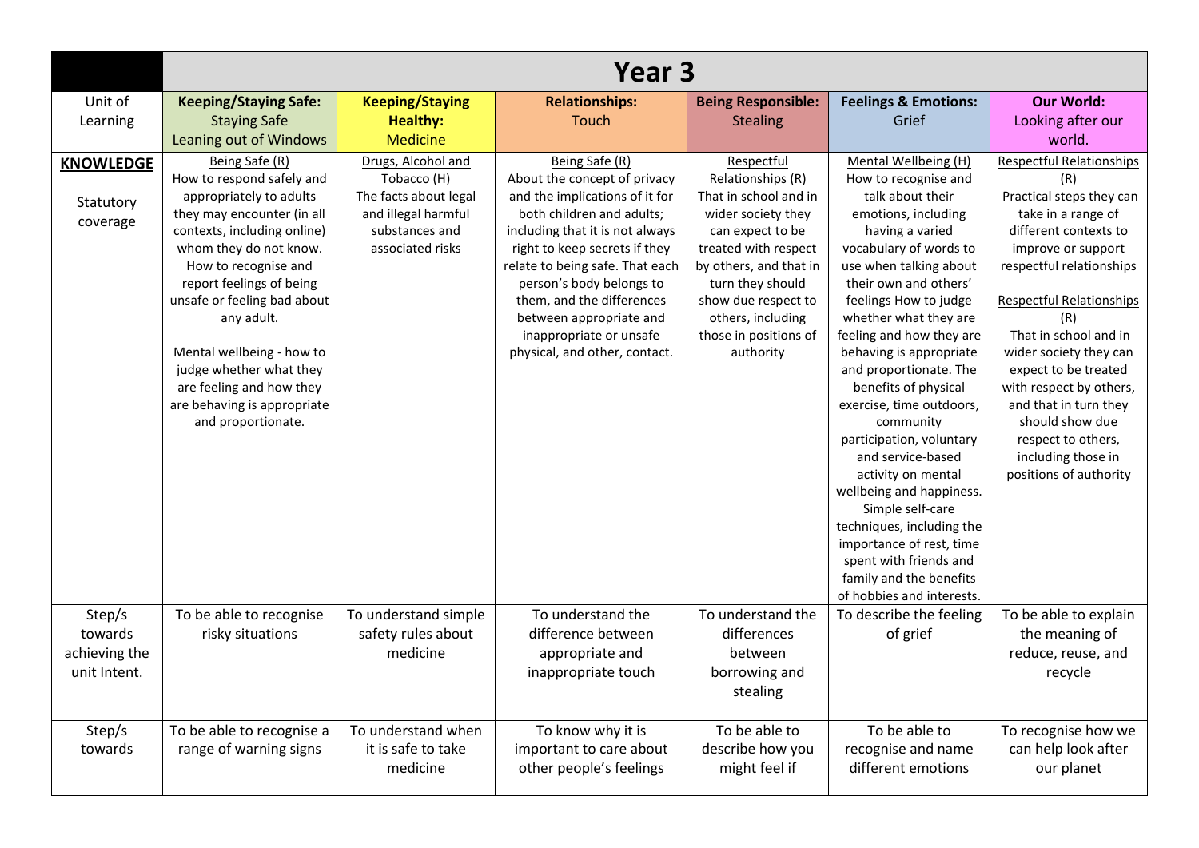| | Year 3 | | | | | |
|---|---|---|---|---|---|---|
| Unit of Learning | **Keeping/Staying Safe:** Staying Safe Leaning out of Windows | **Keeping/Staying Healthy:** Medicine | **Relationships:** Touch | **Being Responsible:** Stealing | **Feelings & Emotions:** Grief | **Our World:** Looking after our world. |
| **KNOWLEDGE** Statutory coverage | Being Safe (R) How to respond safely and appropriately to adults they may encounter (in all contexts, including online) whom they do not know. How to recognise and report feelings of being unsafe or feeling bad about any adult. Mental wellbeing - how to judge whether what they are feeling and how they are behaving is appropriate and proportionate. | Drugs, Alcohol and Tobacco (H) The facts about legal and illegal harmful substances and associated risks | Being Safe (R) About the concept of privacy and the implications of it for both children and adults; including that it is not always right to keep secrets if they relate to being safe. That each person's body belongs to them, and the differences between appropriate and inappropriate or unsafe physical, and other, contact. | Respectful Relationships (R) That in school and in wider society they can expect to be treated with respect by others, and that in turn they should show due respect to others, including those in positions of authority | Mental Wellbeing (H) How to recognise and talk about their emotions, including having a varied vocabulary of words to use when talking about their own and others' feelings How to judge whether what they are feeling and how they are behaving is appropriate and proportionate. The benefits of physical exercise, time outdoors, community participation, voluntary and service-based activity on mental wellbeing and happiness. Simple self-care techniques, including the importance of rest, time spent with friends and family and the benefits of hobbies and interests. | Respectful Relationships (R) Practical steps they can take in a range of different contexts to improve or support respectful relationships Respectful Relationships (R) That in school and in wider society they can expect to be treated with respect by others, and that in turn they should show due respect to others, including those in positions of authority |
| Step/s towards achieving the unit Intent. | To be able to recognise risky situations | To understand simple safety rules about medicine | To understand the difference between appropriate and inappropriate touch | To understand the differences between borrowing and stealing | To describe the feeling of grief | To be able to explain the meaning of reduce, reuse, and recycle |
| Step/s towards | To be able to recognise a range of warning signs | To understand when it is safe to take medicine | To know why it is important to care about other people's feelings | To be able to describe how you might feel if | To be able to recognise and name different emotions | To recognise how we can help look after our planet |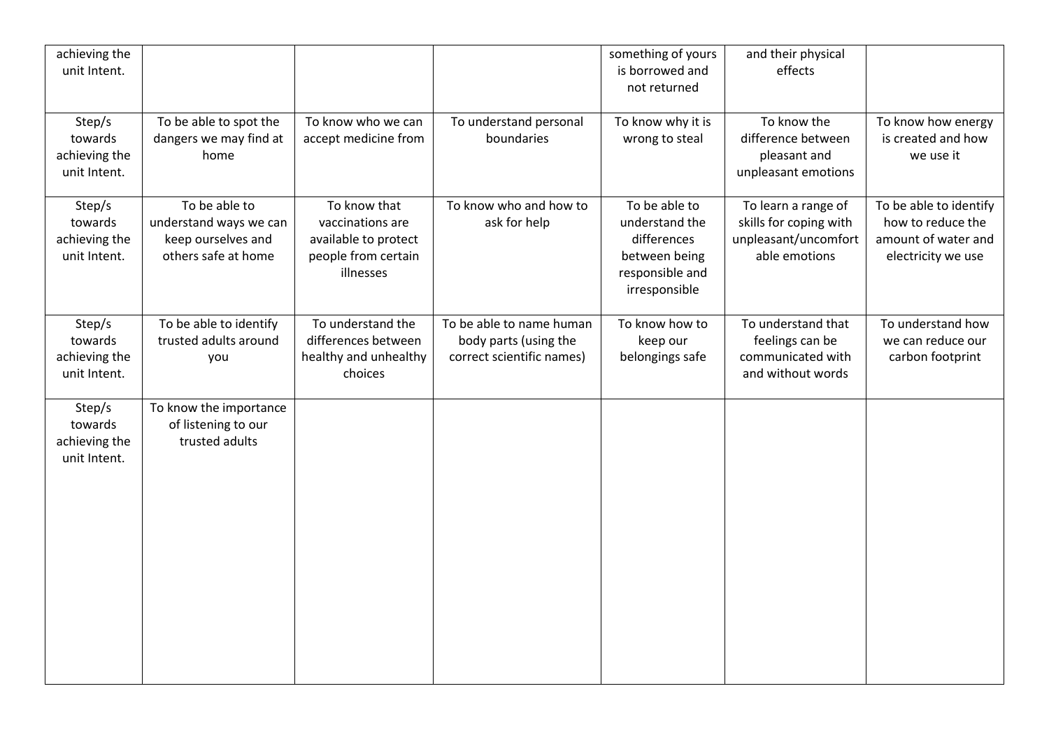| achieving the unit Intent. | | | | something of yours is borrowed and not returned | and their physical effects | |
|---|---|---|---|---|---|---|
| Step/s towards achieving the unit Intent. | To be able to spot the dangers we may find at home | To know who we can accept medicine from | To understand personal boundaries | To know why it is wrong to steal | To know the difference between pleasant and unpleasant emotions | To know how energy is created and how we use it |
| Step/s towards achieving the unit Intent. | To be able to understand ways we can keep ourselves and others safe at home | To know that vaccinations are available to protect people from certain illnesses | To know who and how to ask for help | To be able to understand the differences between being responsible and irresponsible | To learn a range of skills for coping with unpleasant/uncomfort able emotions | To be able to identify how to reduce the amount of water and electricity we use |
| Step/s towards achieving the unit Intent. | To be able to identify trusted adults around you | To understand the differences between healthy and unhealthy choices | To be able to name human body parts (using the correct scientific names) | To know how to keep our belongings safe | To understand that feelings can be communicated with and without words | To understand how we can reduce our carbon footprint |
| Step/s towards achieving the unit Intent. | To know the importance of listening to our trusted adults | | | | | |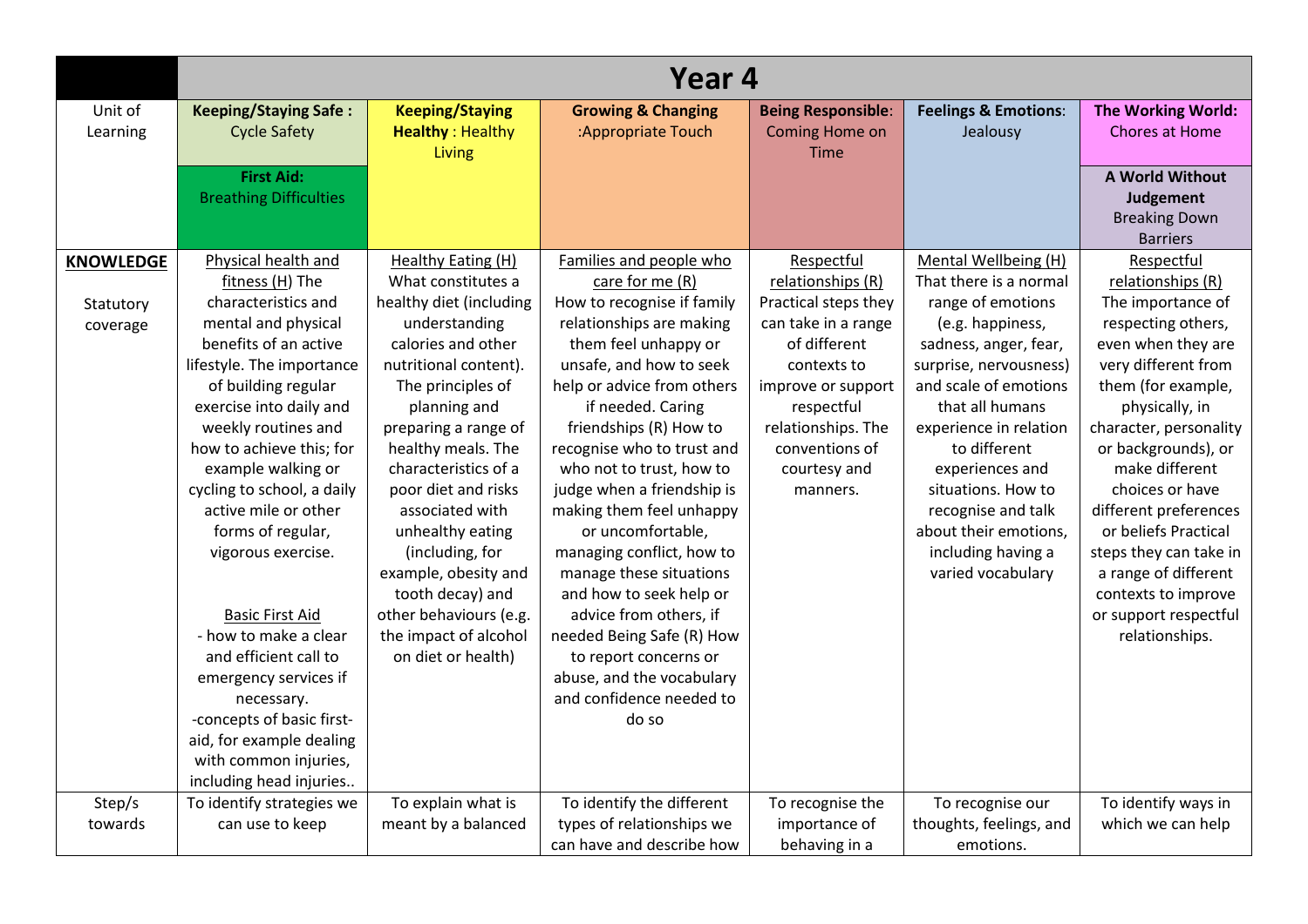| | Year 4 | | | | | |
|---|---|---|---|---|---|---|
| Unit of Learning | **Keeping/Staying Safe :** Cycle Safety<br><br>**First Aid:** Breathing Difficulties | **Keeping/Staying Healthy** : Healthy Living | **Growing & Changing** :Appropriate Touch | **Being Responsible**: Coming Home on Time | **Feelings & Emotions**: Jealousy | **The Working World:** Chores at Home<br><br>**A World Without Judgement** Breaking Down Barriers |
| **KNOWLEDGE**<br><br>Statutory coverage | Physical health and fitness (H) The characteristics and mental and physical benefits of an active lifestyle. The importance of building regular exercise into daily and weekly routines and how to achieve this; for example walking or cycling to school, a daily active mile or other forms of regular, vigorous exercise.<br><br>Basic First Aid<br>- how to make a clear and efficient call to emergency services if necessary.<br>-concepts of basic first-aid, for example dealing with common injuries, including head injuries.. | Healthy Eating (H) What constitutes a healthy diet (including understanding calories and other nutritional content). The principles of planning and preparing a range of healthy meals. The characteristics of a poor diet and risks associated with unhealthy eating (including, for example, obesity and tooth decay) and other behaviours (e.g. the impact of alcohol on diet or health) | Families and people who care for me (R) How to recognise if family relationships are making them feel unhappy or unsafe, and how to seek help or advice from others if needed. Caring friendships (R) How to recognise who to trust and who not to trust, how to judge when a friendship is making them feel unhappy or uncomfortable, managing conflict, how to manage these situations and how to seek help or advice from others, if needed Being Safe (R) How to report concerns or abuse, and the vocabulary and confidence needed to do so | Respectful relationships (R) Practical steps they can take in a range of different contexts to improve or support respectful relationships. The conventions of courtesy and manners. | Mental Wellbeing (H) That there is a normal range of emotions (e.g. happiness, sadness, anger, fear, surprise, nervousness) and scale of emotions that all humans experience in relation to different experiences and situations. How to recognise and talk about their emotions, including having a varied vocabulary | Respectful relationships (R) The importance of respecting others, even when they are very different from them (for example, physically, in character, personality or backgrounds), or make different choices or have different preferences or beliefs Practical steps they can take in a range of different contexts to improve or support respectful relationships. |
| Step/s towards | To identify strategies we can use to keep | To explain what is meant by a balanced | To identify the different types of relationships we can have and describe how | To recognise the importance of behaving in a | To recognise our thoughts, feelings, and emotions. | To identify ways in which we can help |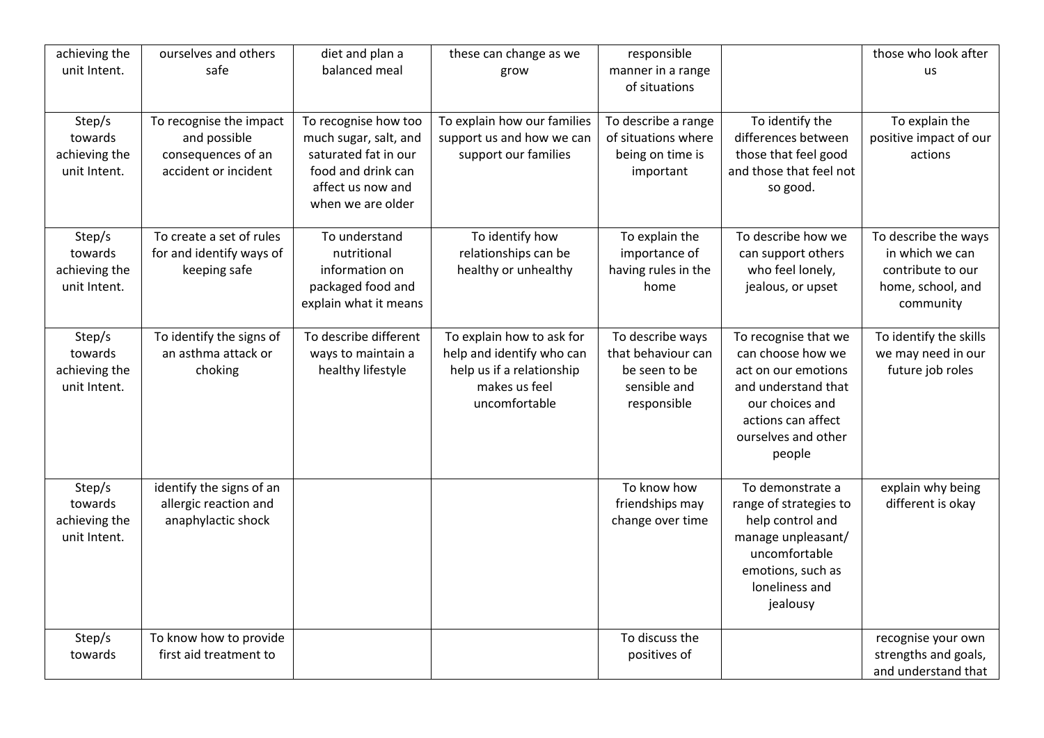| | | | | | | |
|---|---|---|---|---|---|---|
| achieving the unit Intent. | ourselves and others safe | diet and plan a balanced meal | these can change as we grow | responsible manner in a range of situations | | those who look after us |
| Step/s towards achieving the unit Intent. | To recognise the impact and possible consequences of an accident or incident | To recognise how too much sugar, salt, and saturated fat in our food and drink can affect us now and when we are older | To explain how our families support us and how we can support our families | To describe a range of situations where being on time is important | To identify the differences between those that feel good and those that feel not so good. | To explain the positive impact of our actions |
| Step/s towards achieving the unit Intent. | To create a set of rules for and identify ways of keeping safe | To understand nutritional information on packaged food and explain what it means | To identify how relationships can be healthy or unhealthy | To explain the importance of having rules in the home | To describe how we can support others who feel lonely, jealous, or upset | To describe the ways in which we can contribute to our home, school, and community |
| Step/s towards achieving the unit Intent. | To identify the signs of an asthma attack or choking | To describe different ways to maintain a healthy lifestyle | To explain how to ask for help and identify who can help us if a relationship makes us feel uncomfortable | To describe ways that behaviour can be seen to be sensible and responsible | To recognise that we can choose how we act on our emotions and understand that our choices and actions can affect ourselves and other people | To identify the skills we may need in our future job roles |
| Step/s towards achieving the unit Intent. | identify the signs of an allergic reaction and anaphylactic shock | | | To know how friendships may change over time | To demonstrate a range of strategies to help control and manage unpleasant/ uncomfortable emotions, such as loneliness and jealousy | explain why being different is okay |
| Step/s towards | To know how to provide first aid treatment to | | | To discuss the positives of | | recognise your own strengths and goals, and understand that |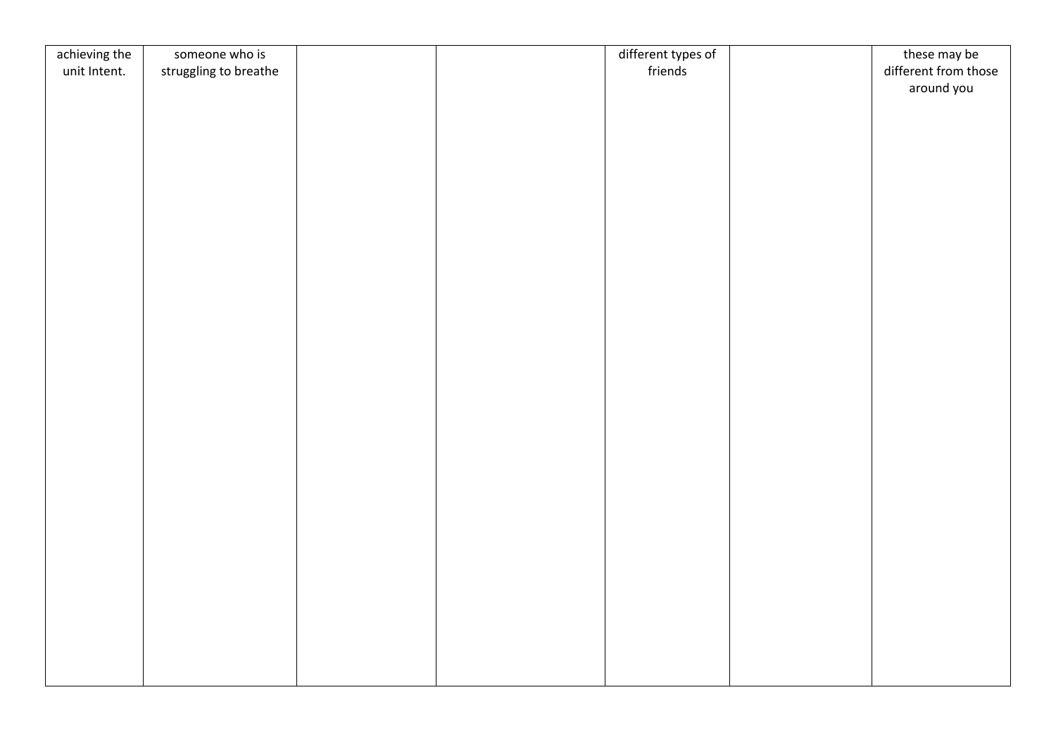| achieving the unit Intent. | someone who is struggling to breathe | | | different types of friends | | these may be different from those around you |
|---|---|---|---|---|---|---|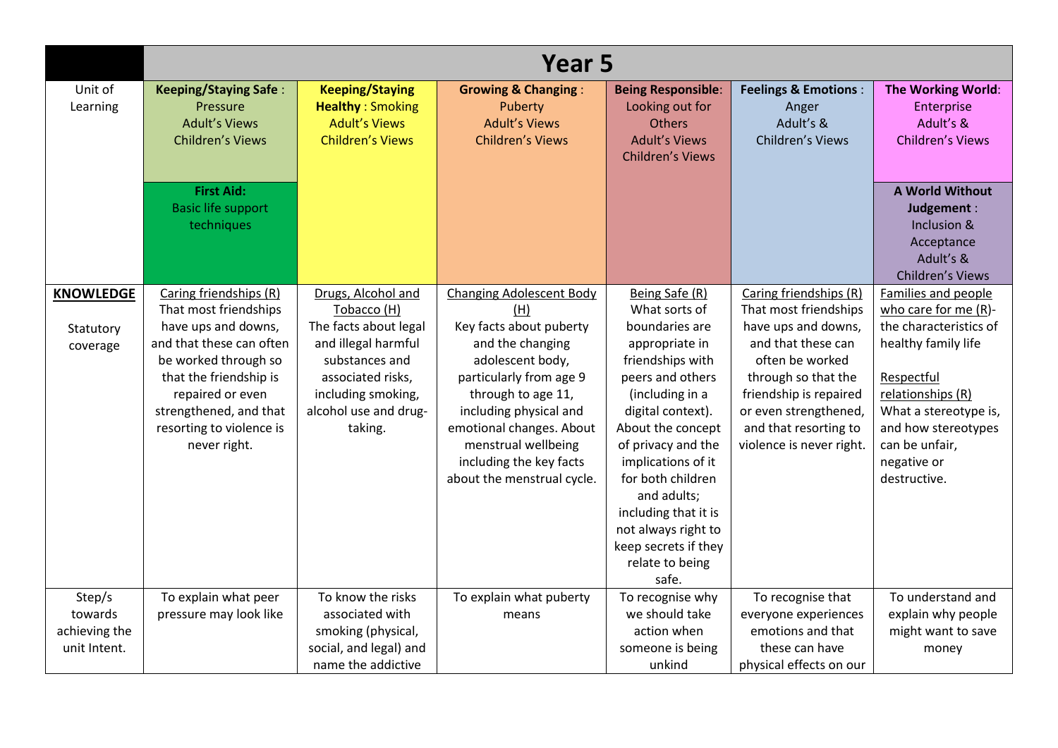| | Year 5 | | | | | |
|---|---|---|---|---|---|---|
| Unit of Learning | **Keeping/Staying Safe** : Pressure Adult's Views Children's Views<br><br>**First Aid:** Basic life support techniques | **Keeping/Staying Healthy** : Smoking Adult's Views Children's Views | **Growing & Changing** : Puberty Adult's Views Children's Views | **Being Responsible**: Looking out for Others Adult's Views Children's Views | **Feelings & Emotions** : Anger Adult's & Children's Views | **The Working World**: Enterprise Adult's & Children's Views<br><br>**A World Without Judgement** : Inclusion & Acceptance Adult's & Children's Views |
| **KNOWLEDGE**<br><br>Statutory coverage | Caring friendships (R)<br>That most friendships have ups and downs, and that these can often be worked through so that the friendship is repaired or even strengthened, and that resorting to violence is never right. | Drugs, Alcohol and Tobacco (H)<br>The facts about legal and illegal harmful substances and associated risks, including smoking, alcohol use and drug-taking. | Changing Adolescent Body (H)<br>Key facts about puberty and the changing adolescent body, particularly from age 9 through to age 11, including physical and emotional changes. About menstrual wellbeing including the key facts about the menstrual cycle. | Being Safe (R)<br>What sorts of boundaries are appropriate in friendships with peers and others (including in a digital context). About the concept of privacy and the implications of it for both children and adults; including that it is not always right to keep secrets if they relate to being safe. | Caring friendships (R)<br>That most friendships have ups and downs, and that these can often be worked through so that the friendship is repaired or even strengthened, and that resorting to violence is never right. | Families and people who care for me (R)- the characteristics of healthy family life<br><br>Respectful relationships (R)<br>What a stereotype is, and how stereotypes can be unfair, negative or destructive. |
| Step/s towards achieving the unit Intent. | To explain what peer pressure may look like | To know the risks associated with smoking (physical, social, and legal) and name the addictive | To explain what puberty means | To recognise why we should take action when someone is being unkind | To recognise that everyone experiences emotions and that these can have physical effects on our | To understand and explain why people might want to save money |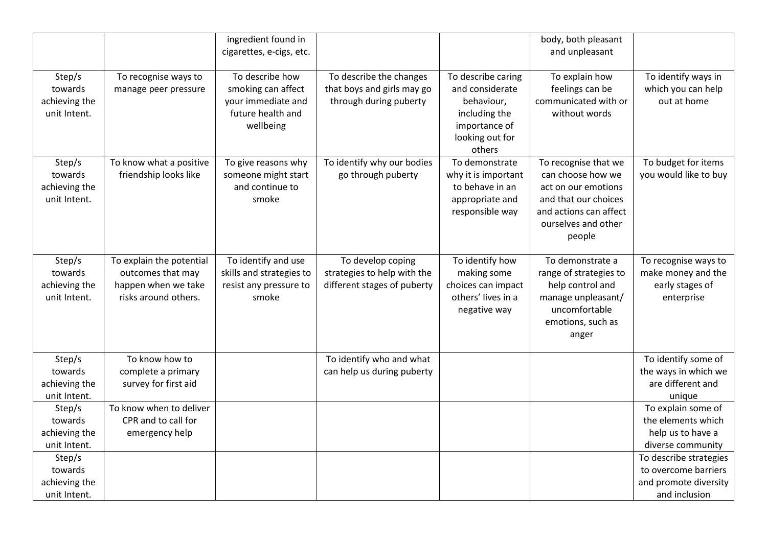| | | | | | | |
|---|---|---|---|---|---|---|
| | | ingredient found in cigarettes, e-cigs, etc. | | | body, both pleasant and unpleasant | |
| Step/s towards achieving the unit Intent. | To recognise ways to manage peer pressure | To describe how smoking can affect your immediate and future health and wellbeing | To describe the changes that boys and girls may go through during puberty | To describe caring and considerate behaviour, including the importance of looking out for others | To explain how feelings can be communicated with or without words | To identify ways in which you can help out at home |
| Step/s towards achieving the unit Intent. | To know what a positive friendship looks like | To give reasons why someone might start and continue to smoke | To identify why our bodies go through puberty | To demonstrate why it is important to behave in an appropriate and responsible way | To recognise that we can choose how we act on our emotions and that our choices and actions can affect ourselves and other people | To budget for items you would like to buy |
| Step/s towards achieving the unit Intent. | To explain the potential outcomes that may happen when we take risks around others. | To identify and use skills and strategies to resist any pressure to smoke | To develop coping strategies to help with the different stages of puberty | To identify how making some choices can impact others' lives in a negative way | To demonstrate a range of strategies to help control and manage unpleasant/ uncomfortable emotions, such as anger | To recognise ways to make money and the early stages of enterprise |
| Step/s towards achieving the unit Intent. | To know how to complete a primary survey for first aid | | To identify who and what can help us during puberty | | | To identify some of the ways in which we are different and unique |
| Step/s towards achieving the unit Intent. | To know when to deliver CPR and to call for emergency help | | | | | To explain some of the elements which help us to have a diverse community |
| Step/s towards achieving the unit Intent. | | | | | | To describe strategies to overcome barriers and promote diversity and inclusion |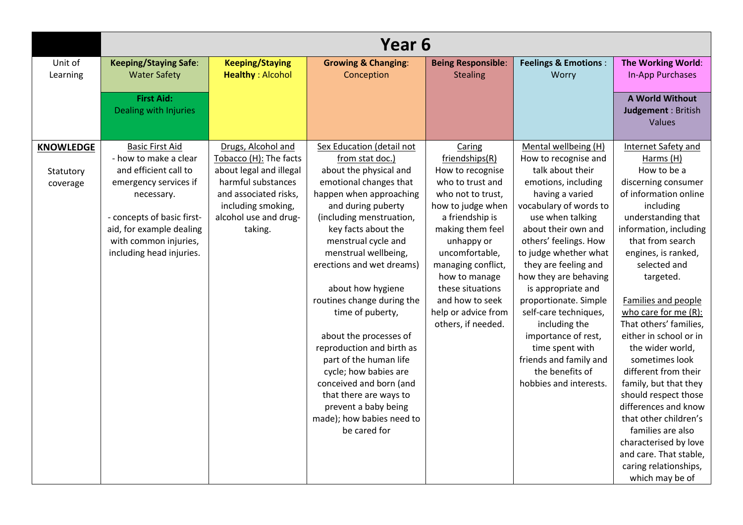| | Year 6 | | | | | |
|---|---|---|---|---|---|---|
| Unit of Learning | **Keeping/Staying Safe**: Water Safety<br><br>**First Aid:** Dealing with Injuries | **Keeping/Staying Healthy** : Alcohol | **Growing & Changing**: Conception | **Being Responsible**: Stealing | **Feelings & Emotions** : Worry | **The Working World**: In-App Purchases<br><br>**A World Without Judgement** : British Values |
| **KNOWLEDGE**<br><br>Statutory coverage | Basic First Aid<br>- how to make a clear and efficient call to emergency services if necessary.<br><br>- concepts of basic first-aid, for example dealing with common injuries, including head injuries. | Drugs, Alcohol and Tobacco (H): The facts about legal and illegal harmful substances and associated risks, including smoking, alcohol use and drug-taking. | Sex Education (detail not from stat doc.)<br>about the physical and emotional changes that happen when approaching and during puberty (including menstruation, key facts about the menstrual cycle and menstrual wellbeing, erections and wet dreams)<br><br>about how hygiene routines change during the time of puberty,<br><br>about the processes of reproduction and birth as part of the human life cycle; how babies are conceived and born (and that there are ways to prevent a baby being made); how babies need to be cared for | Caring friendships(R)<br>How to recognise who to trust and who not to trust, how to judge when a friendship is making them feel unhappy or uncomfortable, managing conflict, how to manage these situations and how to seek help or advice from others, if needed. | Mental wellbeing (H)<br>How to recognise and talk about their emotions, including having a varied vocabulary of words to use when talking about their own and others' feelings. How to judge whether what they are feeling and how they are behaving is appropriate and proportionate. Simple self-care techniques, including the importance of rest, time spent with friends and family and the benefits of hobbies and interests. | Internet Safety and Harms (H)<br>How to be a discerning consumer of information online including understanding that information, including that from search engines, is ranked, selected and targeted.<br><br>Families and people who care for me (R):<br>That others' families, either in school or in the wider world, sometimes look different from their family, but that they should respect those differences and know that other children's families are also characterised by love and care. That stable, caring relationships, which may be of |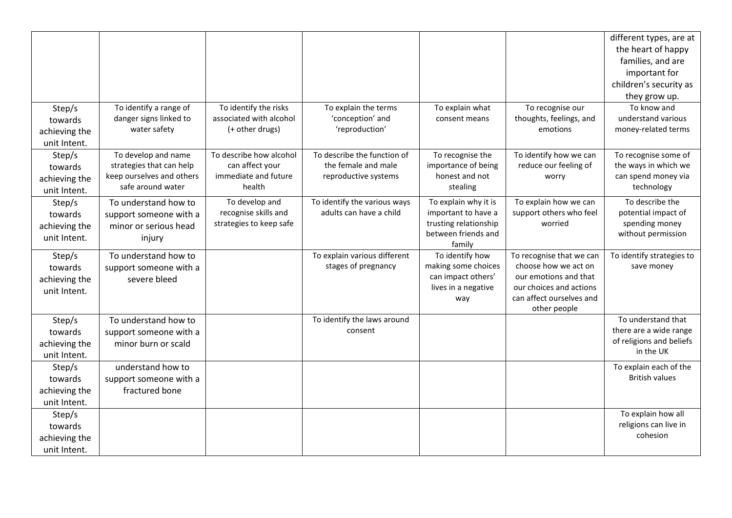| | | | | | | |
|---|---|---|---|---|---|---|
| | | | | | | different types, are at the heart of happy families, and are important for children's security as they grow up. |
| Step/s towards achieving the unit Intent. | To identify a range of danger signs linked to water safety | To identify the risks associated with alcohol (+ other drugs) | To explain the terms 'conception' and 'reproduction' | To explain what consent means | To recognise our thoughts, feelings, and emotions | To know and understand various money-related terms |
| Step/s towards achieving the unit Intent. | To develop and name strategies that can help keep ourselves and others safe around water | To describe how alcohol can affect your immediate and future health | To describe the function of the female and male reproductive systems | To recognise the importance of being honest and not stealing | To identify how we can reduce our feeling of worry | To recognise some of the ways in which we can spend money via technology |
| Step/s towards achieving the unit Intent. | To understand how to support someone with a minor or serious head injury | To develop and recognise skills and strategies to keep safe | To identify the various ways adults can have a child | To explain why it is important to have a trusting relationship between friends and family | To explain how we can support others who feel worried | To describe the potential impact of spending money without permission |
| Step/s towards achieving the unit Intent. | To understand how to support someone with a severe bleed | | To explain various different stages of pregnancy | To identify how making some choices can impact others' lives in a negative way | To recognise that we can choose how we act on our emotions and that our choices and actions can affect ourselves and other people | To identify strategies to save money |
| Step/s towards achieving the unit Intent. | To understand how to support someone with a minor burn or scald | | To identify the laws around consent | | | To understand that there are a wide range of religions and beliefs in the UK |
| Step/s towards achieving the unit Intent. | understand how to support someone with a fractured bone | | | | | To explain each of the British values |
| Step/s towards achieving the unit Intent. | | | | | | To explain how all religions can live in cohesion |